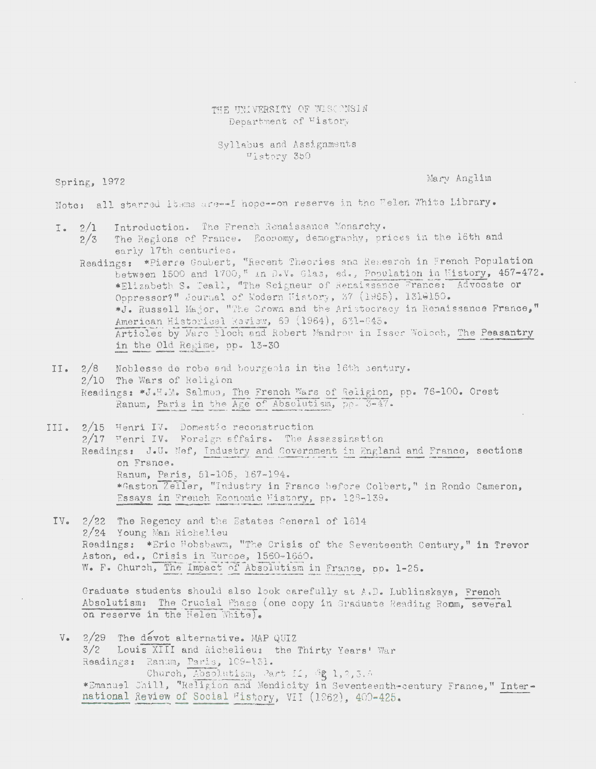THE UNIVERSITY OF WISCONSIN
Department of History

Syllabus and Assignments
History 350

Spring, 1972

Mary Anglim

Note: all starred items are--I hope--on reserve in the Helen White Library.

I. 2/1 Introduction. The French Renaissance Monarchy.
   2/3 The Regions of France. Economy, demography, prices in the 16th and early 17th centuries.
   Readings: *Pierre Goubert, "Recent Theories and Research in French Population between 1500 and 1700," in D.V. Glas, ed., Population in History, 457-472.
   *Elizabeth S. Teall, "The Seigneur of Renaissance France: Advocate or Oppressor?" Journal of Modern History, 37 (1965), 131-150.
   *J. Russell Major, "The Crown and the Aristocracy in Renaissance France," American Historical Review, 69 (1964), 631-645.
   Articles by Marc Bloch and Robert Mandrou in Isser Woloch, The Peasantry in the Old Regime, pp. 13-30

II. 2/8 Noblesse de robe and bourgeois in the 16th century.
   2/10 The Wars of Religion
   Readings: *J.H.M. Salmon, The French Wars of Religion, pp. 76-100. Orest Ranum, Paris in the Age of Absolutism, pp. 3-47.

III. 2/15 Henri IV. Domestic reconstruction
   2/17 Henri IV. Foreign affairs. The Assassination
   Readings: J.U. Nef, Industry and Government in England and France, sections on France.
   Ranum, Paris, 51-105, 167-194.
   *Gaston Zeller, "Industry in France before Colbert," in Rondo Cameron, Essays in French Economic History, pp. 128-139.

IV. 2/22 The Regency and the Estates General of 1614
   2/24 Young Man Richelieu
   Readings: *Eric Hobsbawm, "The Crisis of the Seventeenth Century," in Trevor Aston, ed., Crisis in Europe, 1560-1660.
   W. F. Church, The Impact of Absolutism in France, pp. 1-25.

   Graduate students should also look carefully at A.D. Lublinskaya, French Absolutism: The Crucial Phase (one copy in Graduate Reading Room, several on reserve in the Helen White).

V. 2/29 The dévot alternative. MAP QUIZ
   3/2 Louis XIII and Richelieu: the Thirty Years' War
   Readings: Ranum, Paris, 109-131.
   Church, Absolutism, Part II, #'s 1,2,3,5
   *Emanuel Chill, "Religion and Mendicity in Seventeenth-century France," International Review of Social History, VII (1962), 400-425.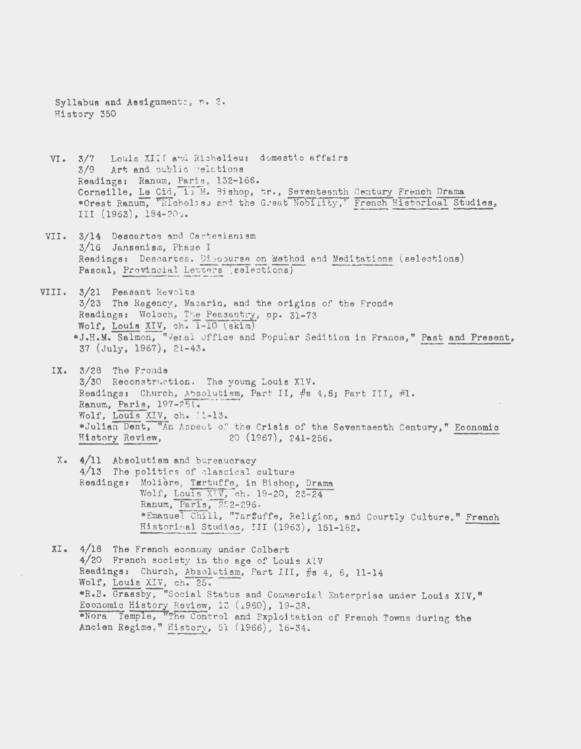Syllabus and Assignments, p. 2.
History 350

VI. 3/7 Louis XIII and Richelieu: domestic affairs
3/9 Art and public relations
Readings: Ranum, Paris, 132-166.
Corneille, Le Cid, in M. Bishop, tr., Seventeenth Century French Drama
*Orest Ranum, "Richelieu and the Great Nobility," French Historical Studies, III (1963), 184-204.

VII. 3/14 Descartes and Cartesianism
3/16 Jansenism, Phase I
Readings: Descartes. Discourse on Method and Meditations (selections)
Pascal, Provincial Letters (selections)

VIII. 3/21 Peasant Revolts
3/23 The Regency, Mazarin, and the origins of the Fronde
Readings: Woloch, The Peasantry, pp. 31-73
Wolf, Louis XIV, ch. 1-10 (skim)
*J.H.M. Salmon, "Venal Office and Popular Sedition in France," Past and Present, 37 (July, 1967), 21-43.

IX. 3/28 The Fronde
3/30 Reconstruction. The young Louis XIV.
Readings: Church, Absolutism, Part II, #s 4,6; Part III, #1.
Ranum, Paris, 197-251.
Wolf, Louis XIV, ch. 11-13.
*Julian Dent, "An Aspect of the Crisis of the Seventeenth Century," Economic History Review, 20 (1967), 241-256.

X. 4/11 Absolutism and bureaucracy
4/13 The politics of classical culture
Readings: Molière, Tartuffe, in Bishop, Drama
Wolf, Louis XIV, ch. 19-20, 23-24
Ranum, Paris, 252-296.
*Emanuel Chill, "Tartuffe, Religion, and Courtly Culture," French Historical Studies, III (1963), 151-182.

XI. 4/18 The French economy under Colbert
4/20 French society in the age of Louis XIV
Readings: Church, Absolutism, Part III, #s 4, 6, 11-14
Wolf, Louis XIV, ch. 25.
*R.B. Grassby, "Social Status and Commercial Enterprise under Louis XIV," Economic History Review, 13 (1960), 19-38.
*Nora Temple, "The Control and Exploitation of French Towns during the Ancien Regime," History, 51 (1966), 16-34.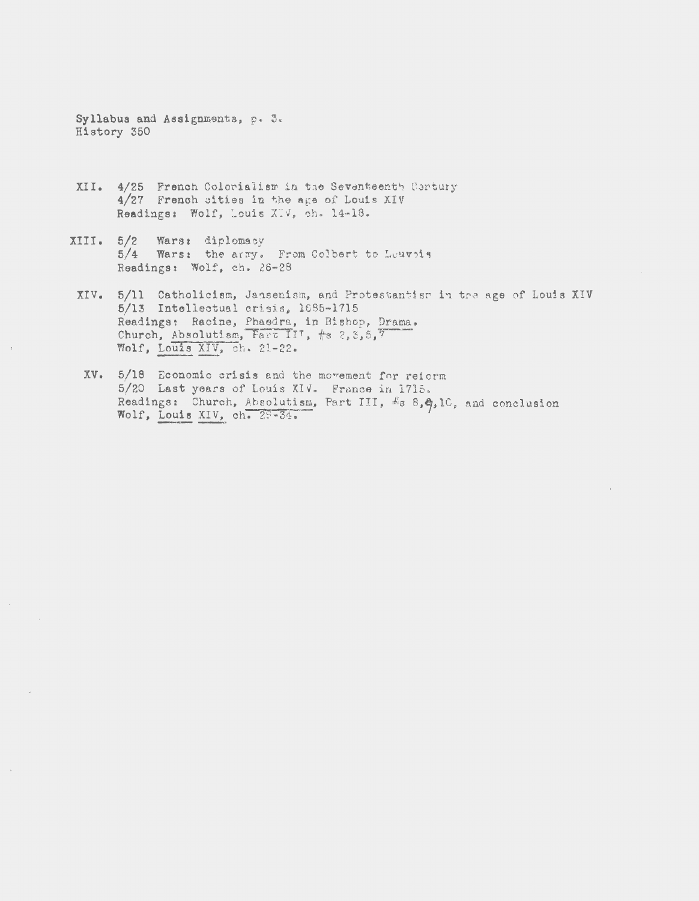Syllabus and Assignments, p. 3.
History 350

XII. 4/25 French Colonialism in the Seventeenth Century
4/27 French cities in the age of Louis XIV
Readings: Wolf, Louis XIV, ch. 14-18.

XIII. 5/2 Wars: diplomacy
5/4 Wars: the army. From Colbert to Louvois
Readings: Wolf, ch. 26-28

XIV. 5/11 Catholicism, Jansenism, and Protestantism in the age of Louis XIV
5/13 Intellectual crisis, 1685-1715
Readings: Racine, Phaedra, in Bishop, Drama.
Church, Absolutism, Part III, #s 2,3,5,7
Wolf, Louis XIV, ch. 21-22.

XV. 5/18 Economic crisis and the movement for reform
5/20 Last years of Louis XIV. France in 1715.
Readings: Church, Absolutism, Part III, #s 8,9,10, and conclusion
Wolf, Louis XIV, ch. 29-34.